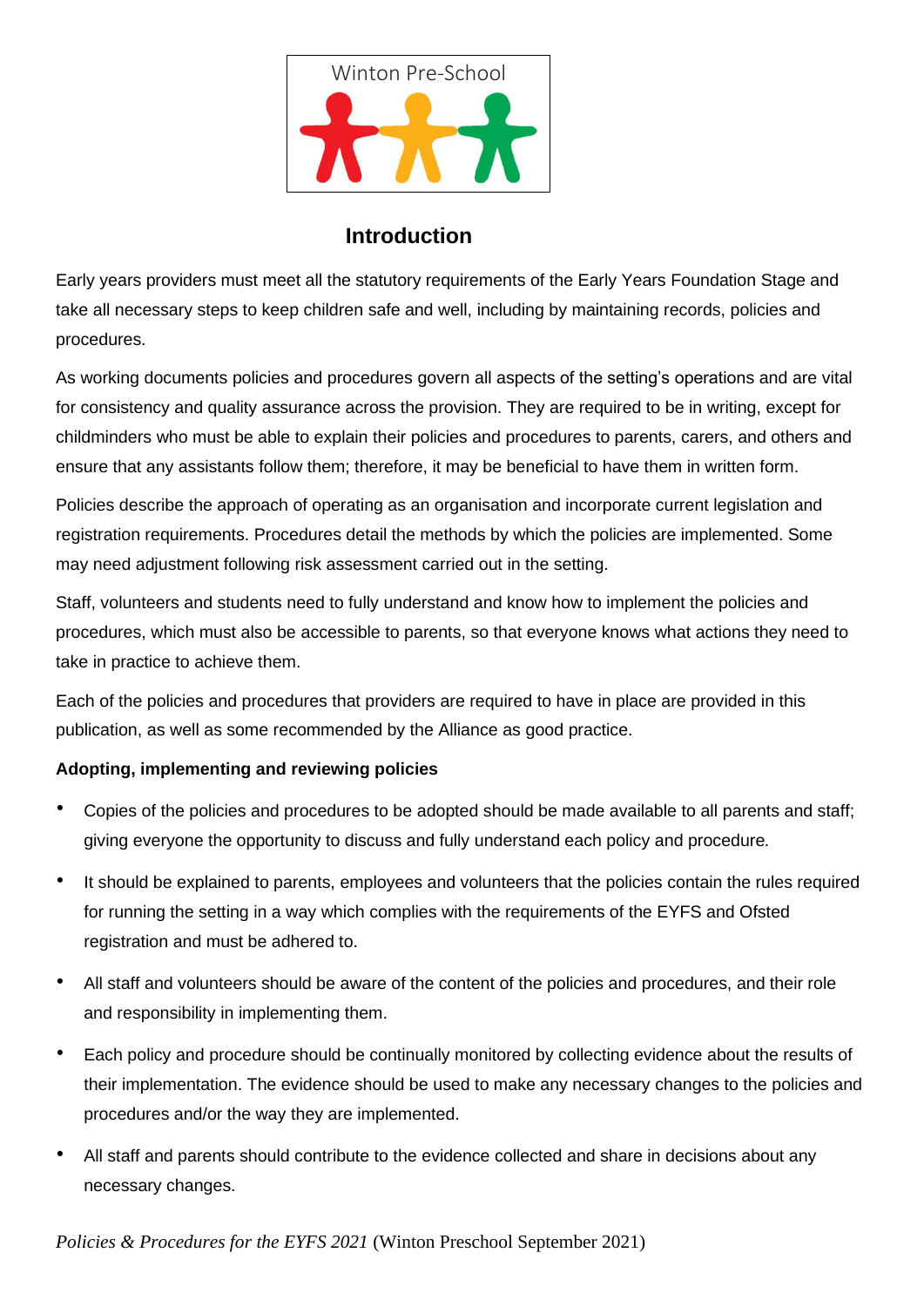Winton Pre-School

# Introduction

Early years providers must meet all the statutory requirements of the Early Years Foundation Stage and take all necessary steps to keep children safe and well, including by maintaining records, policies and procedures.

As working documents policies and procedures govern all aspects of the setting's operations and are vital for consistency and quality assurance across the provision. They are required to be in writing, except for childminders who must be able to explain their policies and procedures to parents, carers, and others and ensure that any assistants follow them; therefore, it may be beneficial to have them in written form.

Policies describe the approach of operating as an organisation and incorporate current legislation and registration requirements. Procedures detail the methods by which the policies are implemented. Some may need adjustment following risk assessment carried out in the setting.

Staff, volunteers and students need to fully understand and know how to implement the policies and procedures, which must also be accessible to parents, so that everyone knows what actions they need to take in practice to achieve them.

Each of the policies and procedures that providers are required to have in place are provided in this publication, as well as some recommended by the Alliance as good practice.

**Adopting, implementing and reviewing policies**

- Copies of the policies and procedures to be adopted should be made available to all parents and staff; giving everyone the opportunity to discuss and fully understand each policy and procedure.
- It should be explained to parents, employees and volunteers that the policies contain the rules required for running the setting in a way which complies with the requirements of the EYFS and Ofsted registration and must be adhered to.
- All staff and volunteers should be aware of the content of the policies and procedures, and their role and responsibility in implementing them.
- Each policy and procedure should be continually monitored by collecting evidence about the results of their implementation. The evidence should be used to make any necessary changes to the policies and procedures and/or the way they are implemented.
- All staff and parents should contribute to the evidence collected and share in decisions about any necessary changes.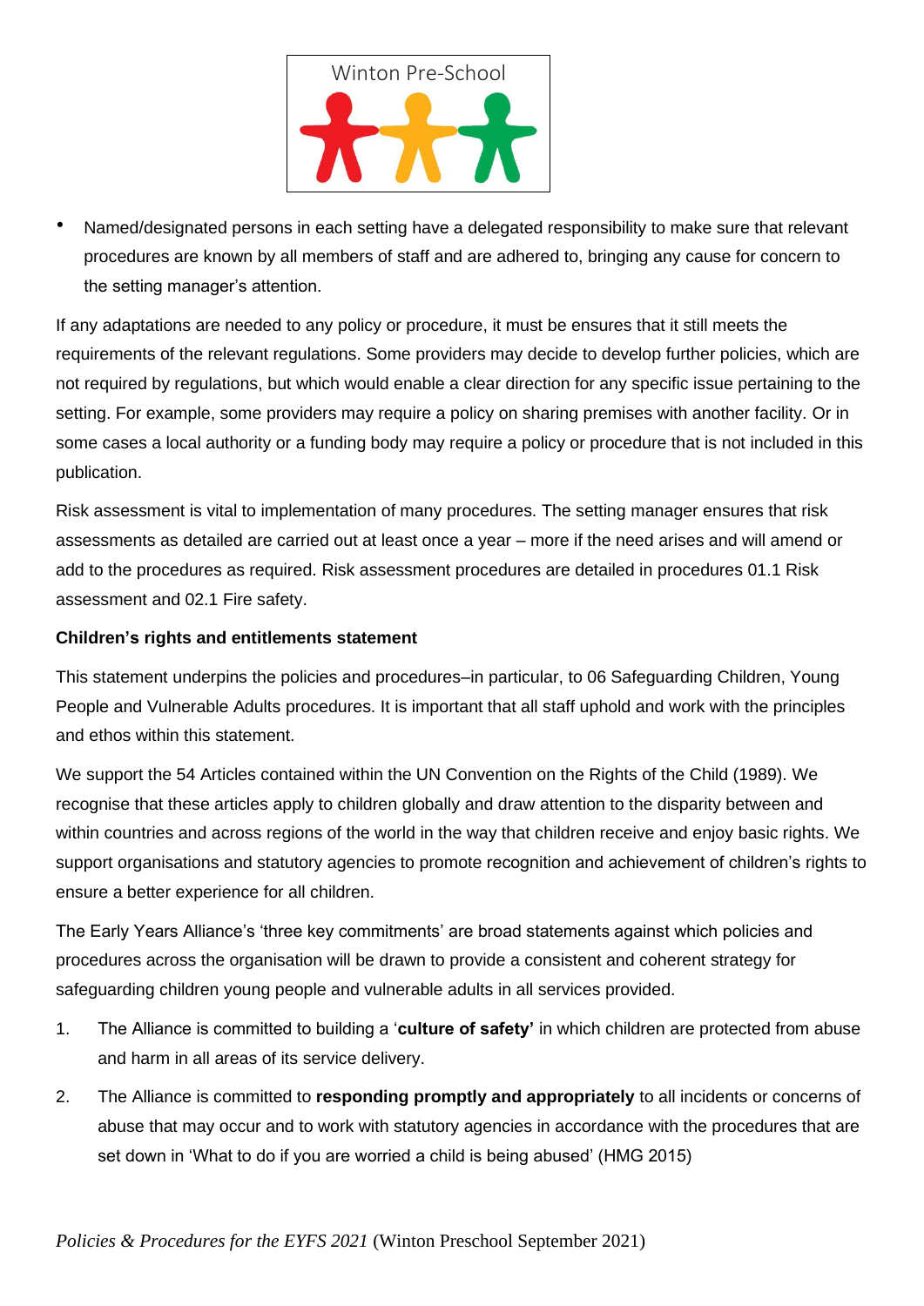- Named/designated persons in each setting have a delegated responsibility to make sure that relevant procedures are known by all members of staff and are adhered to, bringing any cause for concern to the setting manager's attention.

If any adaptations are needed to any policy or procedure, it must be ensures that it still meets the requirements of the relevant regulations. Some providers may decide to develop further policies, which are not required by regulations, but which would enable a clear direction for any specific issue pertaining to the setting. For example, some providers may require a policy on sharing premises with another facility. Or in some cases a local authority or a funding body may require a policy or procedure that is not included in this publication.

Risk assessment is vital to implementation of many procedures. The setting manager ensures that risk assessments as detailed are carried out at least once a year – more if the need arises and will amend or add to the procedures as required. Risk assessment procedures are detailed in procedures 01.1 Risk assessment and 02.1 Fire safety.

**Children's rights and entitlements statement**

This statement underpins the policies and procedures–in particular, to 06 Safeguarding Children, Young People and Vulnerable Adults procedures. It is important that all staff uphold and work with the principles and ethos within this statement.

We support the 54 Articles contained within the UN Convention on the Rights of the Child (1989). We recognise that these articles apply to children globally and draw attention to the disparity between and within countries and across regions of the world in the way that children receive and enjoy basic rights. We support organisations and statutory agencies to promote recognition and achievement of children's rights to ensure a better experience for all children.

The Early Years Alliance's 'three key commitments' are broad statements against which policies and procedures across the organisation will be drawn to provide a consistent and coherent strategy for safeguarding children young people and vulnerable adults in all services provided.

1. The Alliance is committed to building a '**culture of safety'** in which children are protected from abuse and harm in all areas of its service delivery.
2. The Alliance is committed to **responding promptly and appropriately** to all incidents or concerns of abuse that may occur and to work with statutory agencies in accordance with the procedures that are set down in 'What to do if you are worried a child is being abused' (HMG 2015)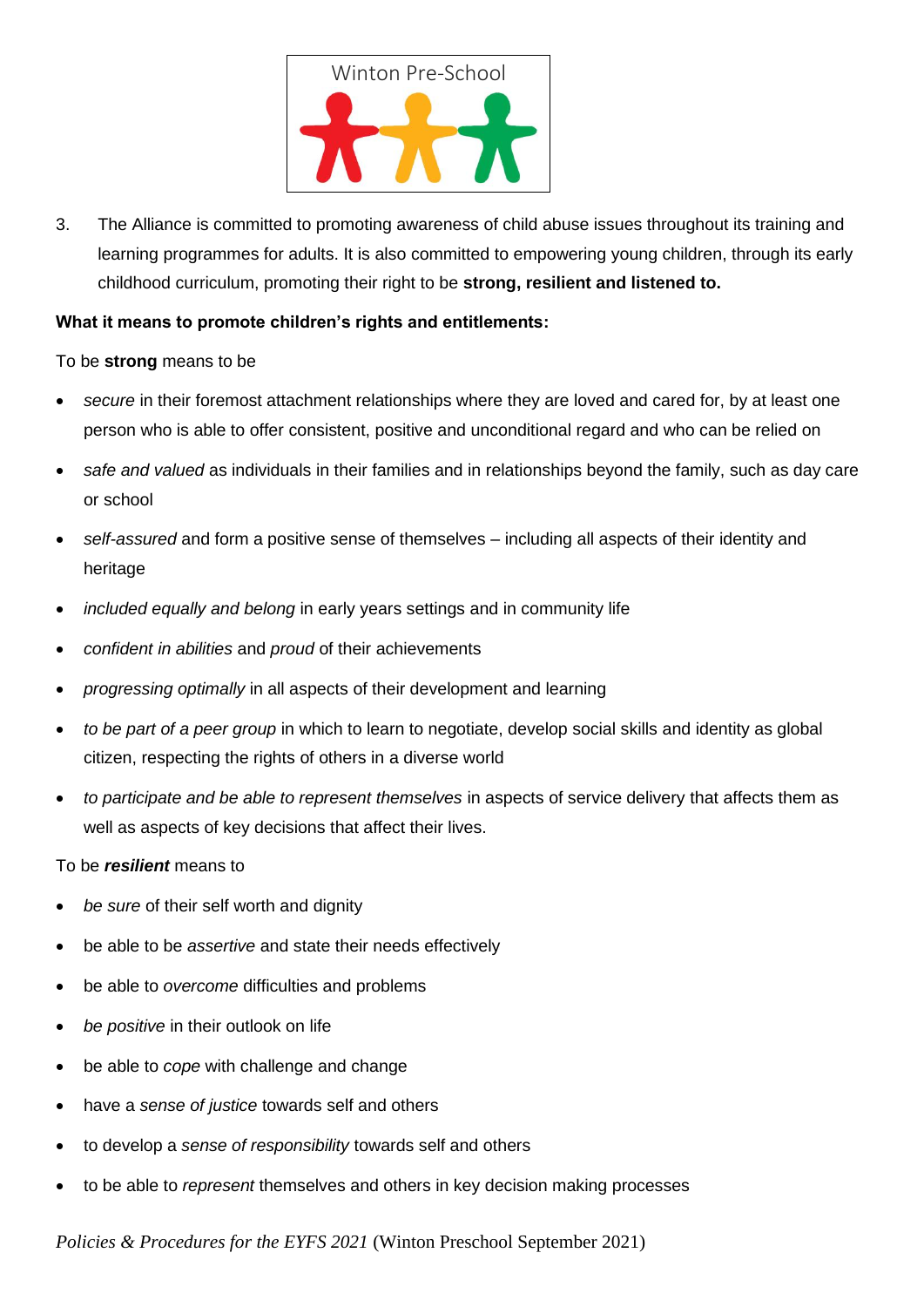3. The Alliance is committed to promoting awareness of child abuse issues throughout its training and learning programmes for adults. It is also committed to empowering young children, through its early childhood curriculum, promoting their right to be **strong, resilient and listened to.**

**What it means to promote children's rights and entitlements:**

To be **strong** means to be

- *secure* in their foremost attachment relationships where they are loved and cared for, by at least one person who is able to offer consistent, positive and unconditional regard and who can be relied on
- *safe and valued* as individuals in their families and in relationships beyond the family, such as day care or school
- *self-assured* and form a positive sense of themselves – including all aspects of their identity and heritage
- *included equally and belong* in early years settings and in community life
- *confident in abilities* and *proud* of their achievements
- *progressing optimally* in all aspects of their development and learning
- *to be part of a peer group* in which to learn to negotiate, develop social skills and identity as global citizen, respecting the rights of others in a diverse world
- *to participate and be able to represent themselves* in aspects of service delivery that affects them as well as aspects of key decisions that affect their lives.

To be ***resilient*** means to

- *be sure* of their self worth and dignity
- be able to be *assertive* and state their needs effectively
- be able to *overcome* difficulties and problems
- *be positive* in their outlook on life
- be able to *cope* with challenge and change
- have a *sense of justice* towards self and others
- to develop a *sense of responsibility* towards self and others
- to be able to *represent* themselves and others in key decision making processes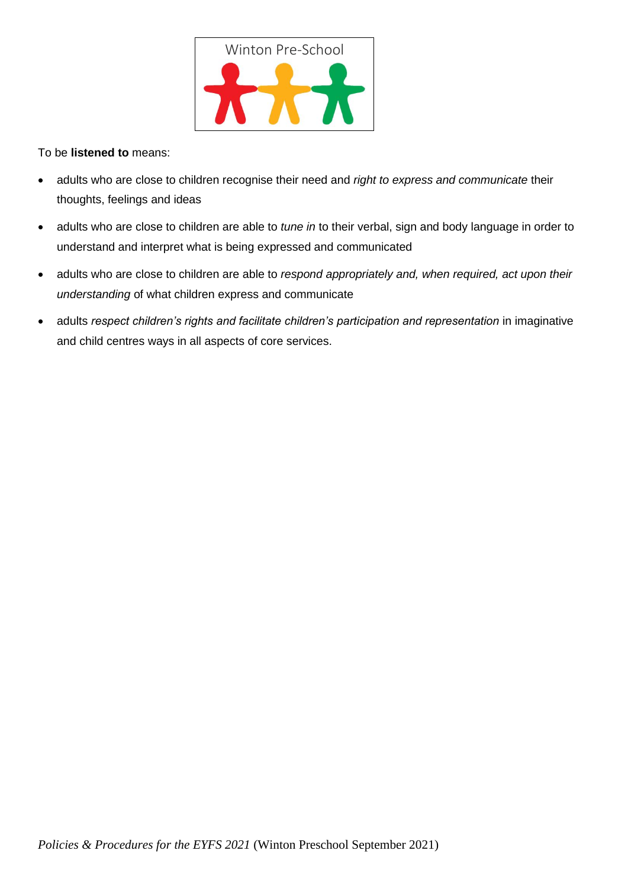To be **listened to** means:

- adults who are close to children recognise their need and *right to express and communicate* their thoughts, feelings and ideas
- adults who are close to children are able to *tune in* to their verbal, sign and body language in order to understand and interpret what is being expressed and communicated
- adults who are close to children are able to *respond appropriately and, when required, act upon their understanding* of what children express and communicate
- adults *respect children's rights and facilitate children's participation and representation* in imaginative and child centres ways in all aspects of core services.